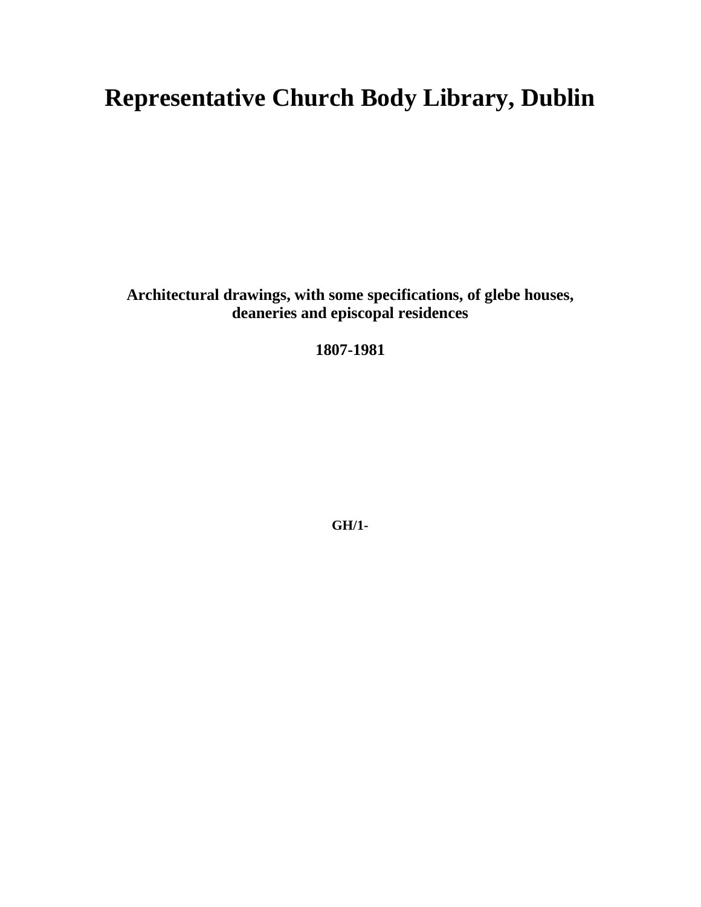# Representative Church Body Library, Dublin

**Architectural drawings, with some specifications, of glebe houses, deaneries and episcopal residences**

**1807-1981**

**GH/1-**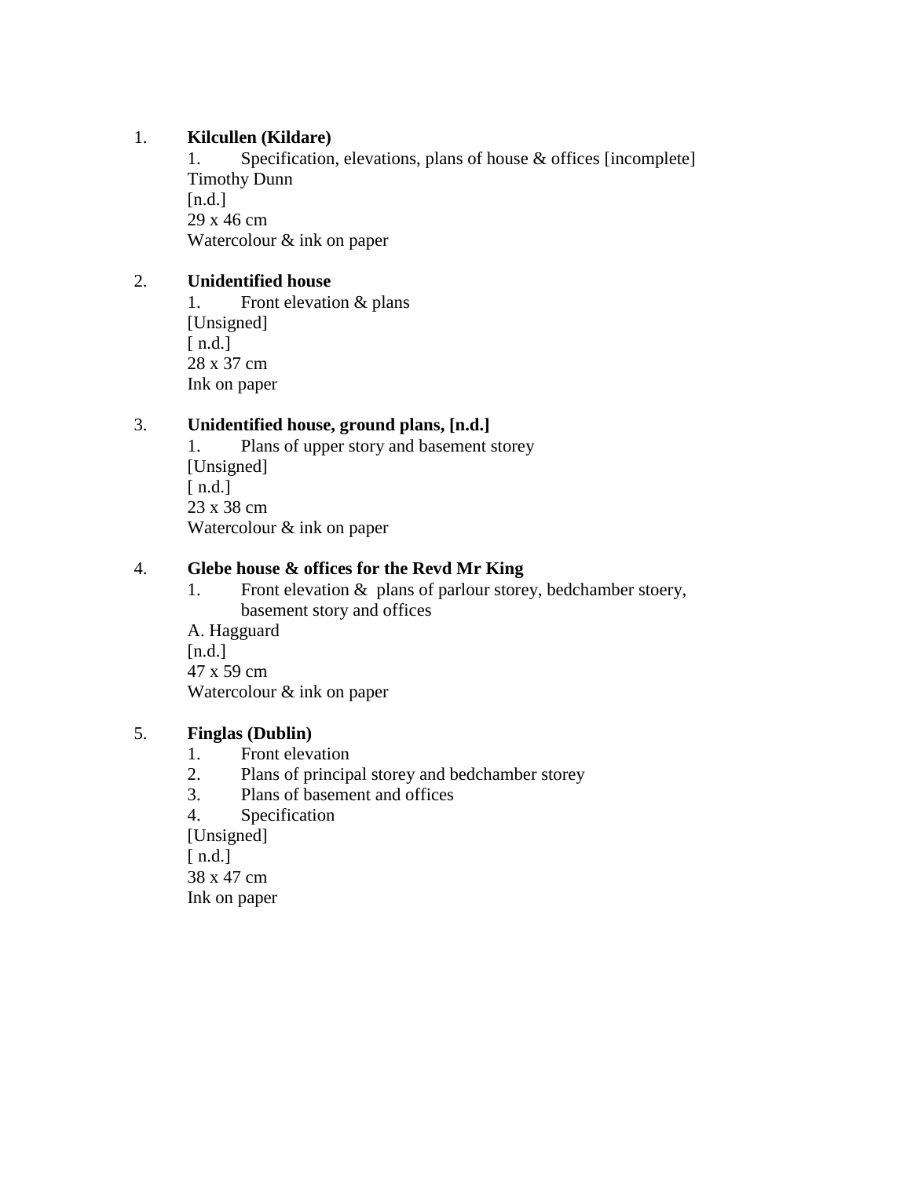1. **Kilcullen (Kildare)**
    1. Specification, elevations, plans of house & offices [incomplete]

    Timothy Dunn
    [n.d.]
    29 x 46 cm
    Watercolour & ink on paper

2. **Unidentified house**
    1. Front elevation & plans

    [Unsigned]
    [ n.d.]
    28 x 37 cm
    Ink on paper

3. **Unidentified house, ground plans, [n.d.]**
    1. Plans of upper story and basement storey

    [Unsigned]
    [ n.d.]
    23 x 38 cm
    Watercolour & ink on paper

4. **Glebe house & offices for the Revd Mr King**
    1. Front elevation & plans of parlour storey, bedchamber stoery, basement story and offices

    A. Hagguard
    [n.d.]
    47 x 59 cm
    Watercolour & ink on paper

5. **Finglas (Dublin)**
    1. Front elevation
    2. Plans of principal storey and bedchamber storey
    3. Plans of basement and offices
    4. Specification

    [Unsigned]
    [ n.d.]
    38 x 47 cm
    Ink on paper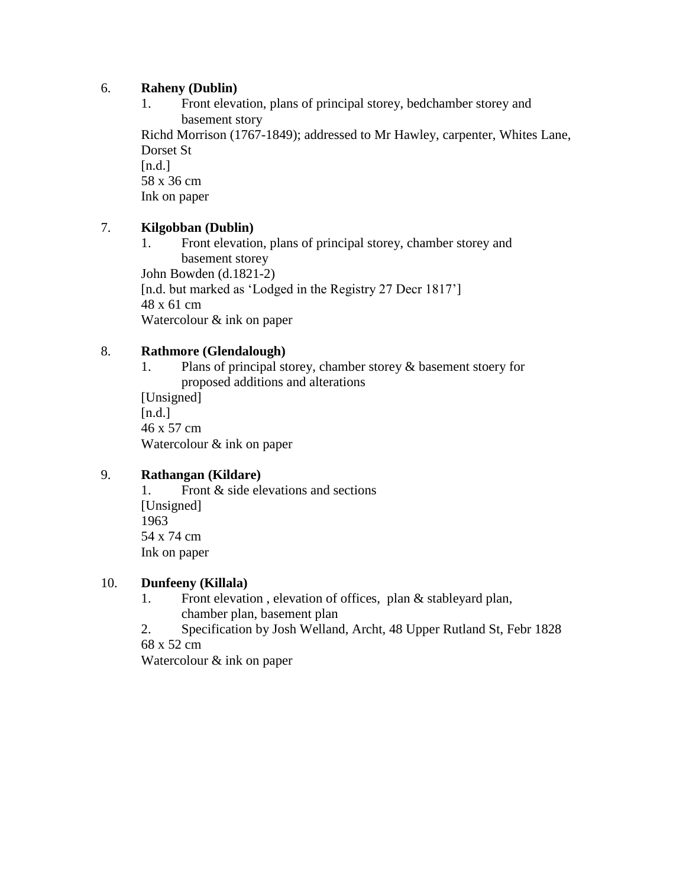6. **Raheny (Dublin)**

   1. Front elevation, plans of principal storey, bedchamber storey and basement story

   Richd Morrison (1767-1849); addressed to Mr Hawley, carpenter, Whites Lane, Dorset St
   [n.d.]
   58 x 36 cm
   Ink on paper

7. **Kilgobban (Dublin)**

   1. Front elevation, plans of principal storey, chamber storey and basement storey

   John Bowden (d.1821-2)
   [n.d. but marked as 'Lodged in the Registry 27 Decr 1817']
   48 x 61 cm
   Watercolour & ink on paper

8. **Rathmore (Glendalough)**

   1. Plans of principal storey, chamber storey & basement stoery for proposed additions and alterations

   [Unsigned]
   [n.d.]
   46 x 57 cm
   Watercolour & ink on paper

9. **Rathangan (Kildare)**

   1. Front & side elevations and sections

   [Unsigned]
   1963
   54 x 74 cm
   Ink on paper

10. **Dunfeeny (Killala)**

    1. Front elevation , elevation of offices, plan & stableyard plan, chamber plan, basement plan
    2. Specification by Josh Welland, Archt, 48 Upper Rutland St, Febr 1828

    68 x 52 cm
    Watercolour & ink on paper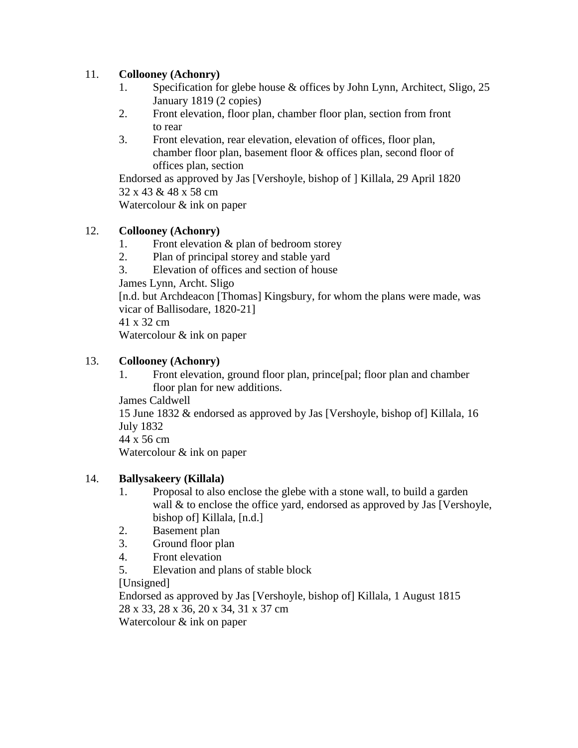11. **Collooney (Achonry)**
    1. Specification for glebe house & offices by John Lynn, Architect, Sligo, 25 January 1819 (2 copies)
    2. Front elevation, floor plan, chamber floor plan, section from front to rear
    3. Front elevation, rear elevation, elevation of offices, floor plan, chamber floor plan, basement floor & offices plan, second floor of offices plan, section

    Endorsed as approved by Jas [Vershoyle, bishop of ] Killala, 29 April 1820
    32 x 43 & 48 x 58 cm
    Watercolour & ink on paper

12. **Collooney (Achonry)**
    1. Front elevation & plan of bedroom storey
    2. Plan of principal storey and stable yard
    3. Elevation of offices and section of house

    James Lynn, Archt. Sligo
    [n.d. but Archdeacon [Thomas] Kingsbury, for whom the plans were made, was vicar of Ballisodare, 1820-21]
    41 x 32 cm
    Watercolour & ink on paper

13. **Collooney (Achonry)**
    1. Front elevation, ground floor plan, prince[pal; floor plan and chamber floor plan for new additions.

    James Caldwell
    15 June 1832 & endorsed as approved by Jas [Vershoyle, bishop of] Killala, 16 July 1832
    44 x 56 cm
    Watercolour & ink on paper

14. **Ballysakeery (Killala)**
    1. Proposal to also enclose the glebe with a stone wall, to build a garden wall & to enclose the office yard, endorsed as approved by Jas [Vershoyle, bishop of] Killala, [n.d.]
    2. Basement plan
    3. Ground floor plan
    4. Front elevation
    5. Elevation and plans of stable block

    [Unsigned]
    Endorsed as approved by Jas [Vershoyle, bishop of] Killala, 1 August 1815
    28 x 33, 28 x 36, 20 x 34, 31 x 37 cm
    Watercolour & ink on paper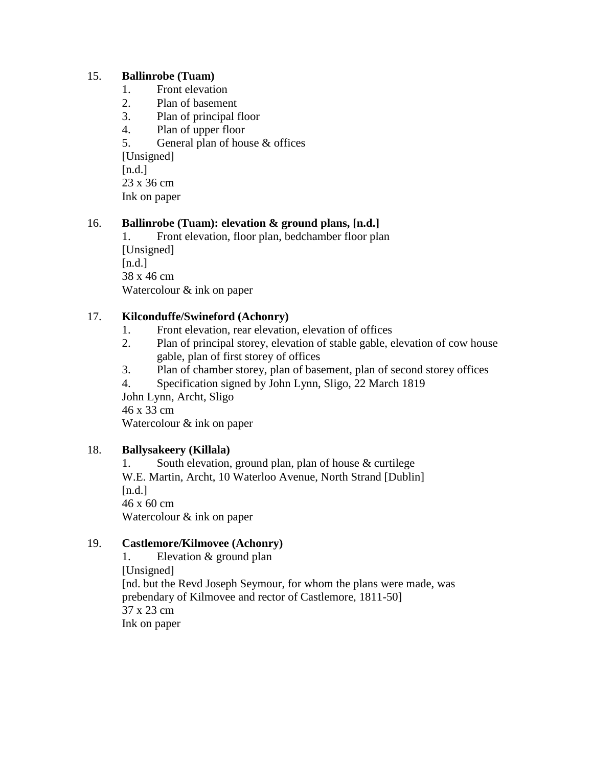15. **Ballinrobe (Tuam)**

    1. Front elevation
    2. Plan of basement
    3. Plan of principal floor
    4. Plan of upper floor
    5. General plan of house & offices

    [Unsigned]
    [n.d.]
    23 x 36 cm
    Ink on paper

16. **Ballinrobe (Tuam): elevation & ground plans, [n.d.]**

    1. Front elevation, floor plan, bedchamber floor plan

    [Unsigned]
    [n.d.]
    38 x 46 cm
    Watercolour & ink on paper

17. **Kilconduffe/Swineford (Achonry)**

    1. Front elevation, rear elevation, elevation of offices
    2. Plan of principal storey, elevation of stable gable, elevation of cow house gable, plan of first storey of offices
    3. Plan of chamber storey, plan of basement, plan of second storey offices
    4. Specification signed by John Lynn, Sligo, 22 March 1819

    John Lynn, Archt, Sligo
    46 x 33 cm
    Watercolour & ink on paper

18. **Ballysakeery (Killala)**

    1. South elevation, ground plan, plan of house & curtilege

    W.E. Martin, Archt, 10 Waterloo Avenue, North Strand [Dublin]
    [n.d.]
    46 x 60 cm
    Watercolour & ink on paper

19. **Castlemore/Kilmovee (Achonry)**

    1. Elevation & ground plan

    [Unsigned]
    [nd. but the Revd Joseph Seymour, for whom the plans were made, was prebendary of Kilmovee and rector of Castlemore, 1811-50]
    37 x 23 cm
    Ink on paper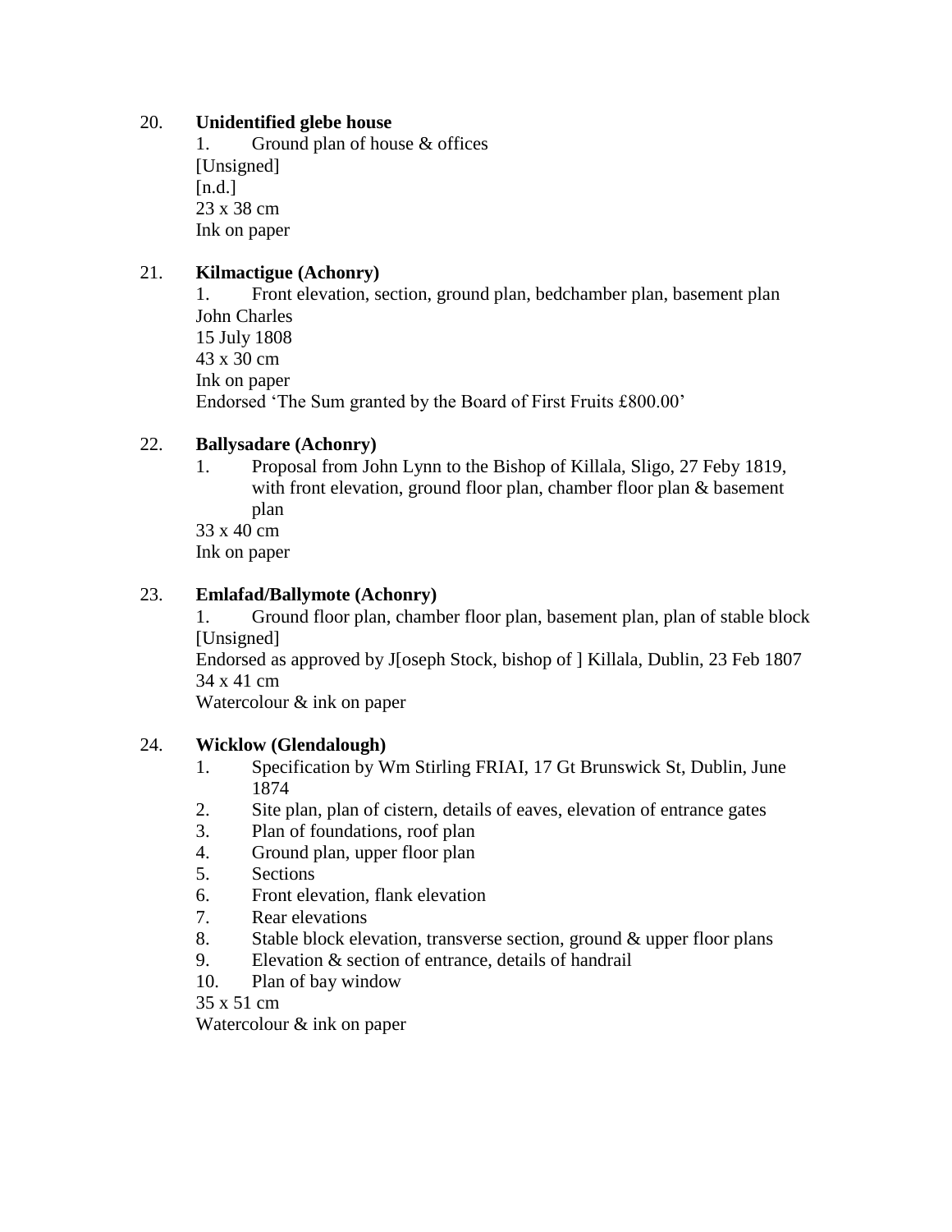20. **Unidentified glebe house**

1. Ground plan of house & offices

[Unsigned]
[n.d.]
23 x 38 cm
Ink on paper

21. **Kilmactigue (Achonry)**

1. Front elevation, section, ground plan, bedchamber plan, basement plan

John Charles
15 July 1808
43 x 30 cm
Ink on paper
Endorsed 'The Sum granted by the Board of First Fruits £800.00'

22. **Ballysadare (Achonry)**

1. Proposal from John Lynn to the Bishop of Killala, Sligo, 27 Feby 1819, with front elevation, ground floor plan, chamber floor plan & basement plan

33 x 40 cm
Ink on paper

23. **Emlafad/Ballymote (Achonry)**

1. Ground floor plan, chamber floor plan, basement plan, plan of stable block

[Unsigned]
Endorsed as approved by J[oseph Stock, bishop of ] Killala, Dublin, 23 Feb 1807
34 x 41 cm
Watercolour & ink on paper

24. **Wicklow (Glendalough)**

1. Specification by Wm Stirling FRIAI, 17 Gt Brunswick St, Dublin, June 1874
2. Site plan, plan of cistern, details of eaves, elevation of entrance gates
3. Plan of foundations, roof plan
4. Ground plan, upper floor plan
5. Sections
6. Front elevation, flank elevation
7. Rear elevations
8. Stable block elevation, transverse section, ground & upper floor plans
9. Elevation & section of entrance, details of handrail
10. Plan of bay window

35 x 51 cm
Watercolour & ink on paper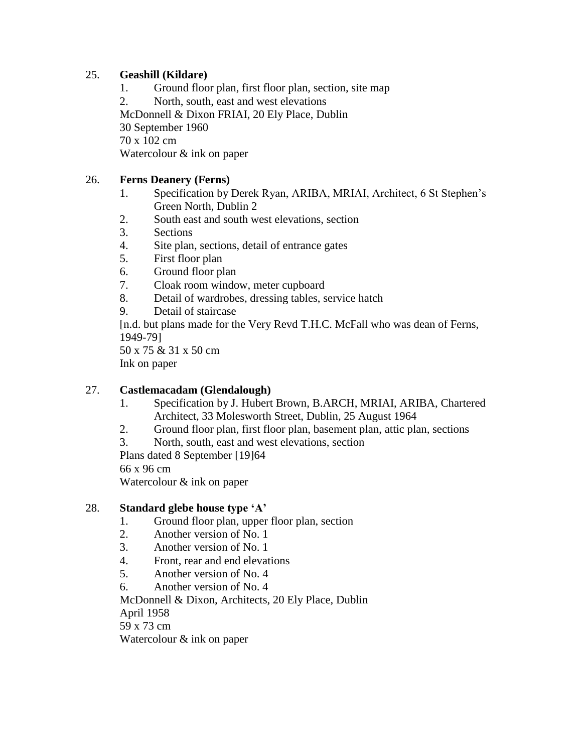25. **Geashill (Kildare)**

   1. Ground floor plan, first floor plan, section, site map
   2. North, south, east and west elevations

   McDonnell & Dixon FRIAI, 20 Ely Place, Dublin
   30 September 1960
   70 x 102 cm
   Watercolour & ink on paper

26. **Ferns Deanery (Ferns)**

   1. Specification by Derek Ryan, ARIBA, MRIAI, Architect, 6 St Stephen's Green North, Dublin 2
   2. South east and south west elevations, section
   3. Sections
   4. Site plan, sections, detail of entrance gates
   5. First floor plan
   6. Ground floor plan
   7. Cloak room window, meter cupboard
   8. Detail of wardrobes, dressing tables, service hatch
   9. Detail of staircase

   [n.d. but plans made for the Very Revd T.H.C. McFall who was dean of Ferns, 1949-79]
   50 x 75 & 31 x 50 cm
   Ink on paper

27. **Castlemacadam (Glendalough)**

   1. Specification by J. Hubert Brown, B.ARCH, MRIAI, ARIBA, Chartered Architect, 33 Molesworth Street, Dublin, 25 August 1964
   2. Ground floor plan, first floor plan, basement plan, attic plan, sections
   3. North, south, east and west elevations, section

   Plans dated 8 September [19]64
   66 x 96 cm
   Watercolour & ink on paper

28. **Standard glebe house type 'A'**

   1. Ground floor plan, upper floor plan, section
   2. Another version of No. 1
   3. Another version of No. 1
   4. Front, rear and end elevations
   5. Another version of No. 4
   6. Another version of No. 4

   McDonnell & Dixon, Architects, 20 Ely Place, Dublin
   April 1958
   59 x 73 cm
   Watercolour & ink on paper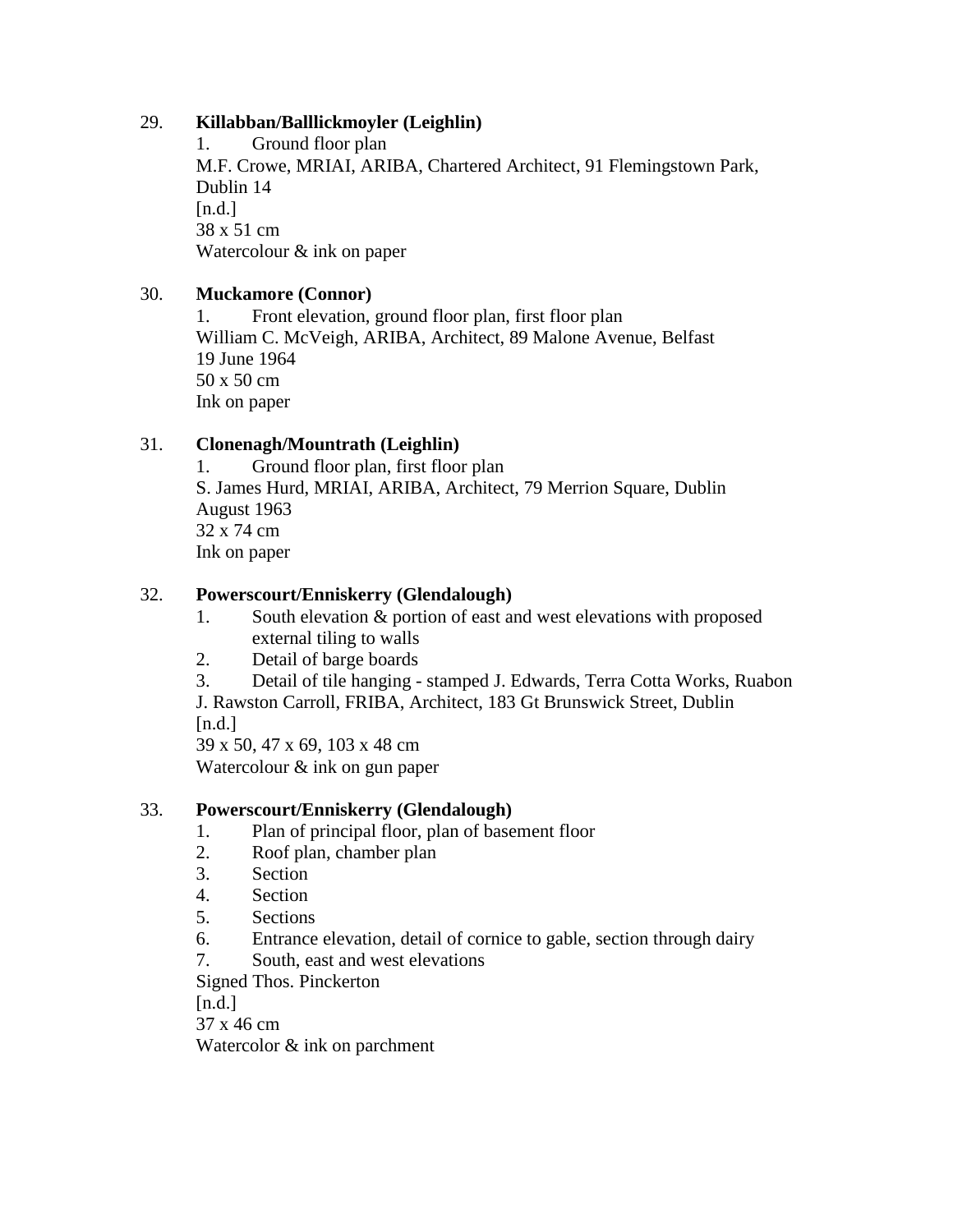29. **Killabban/Balllickmoyler (Leighlin)**

    1. Ground floor plan

    M.F. Crowe, MRIAI, ARIBA, Chartered Architect, 91 Flemingstown Park, Dublin 14
    [n.d.]
    38 x 51 cm
    Watercolour & ink on paper

30. **Muckamore (Connor)**

    1. Front elevation, ground floor plan, first floor plan

    William C. McVeigh, ARIBA, Architect, 89 Malone Avenue, Belfast
    19 June 1964
    50 x 50 cm
    Ink on paper

31. **Clonenagh/Mountrath (Leighlin)**

    1. Ground floor plan, first floor plan

    S. James Hurd, MRIAI, ARIBA, Architect, 79 Merrion Square, Dublin
    August 1963
    32 x 74 cm
    Ink on paper

32. **Powerscourt/Enniskerry (Glendalough)**

    1. South elevation & portion of east and west elevations with proposed external tiling to walls
    2. Detail of barge boards
    3. Detail of tile hanging - stamped J. Edwards, Terra Cotta Works, Ruabon

    J. Rawston Carroll, FRIBA, Architect, 183 Gt Brunswick Street, Dublin
    [n.d.]
    39 x 50, 47 x 69, 103 x 48 cm
    Watercolour & ink on gun paper

33. **Powerscourt/Enniskerry (Glendalough)**

    1. Plan of principal floor, plan of basement floor
    2. Roof plan, chamber plan
    3. Section
    4. Section
    5. Sections
    6. Entrance elevation, detail of cornice to gable, section through dairy
    7. South, east and west elevations

    Signed Thos. Pinckerton
    [n.d.]
    37 x 46 cm
    Watercolor & ink on parchment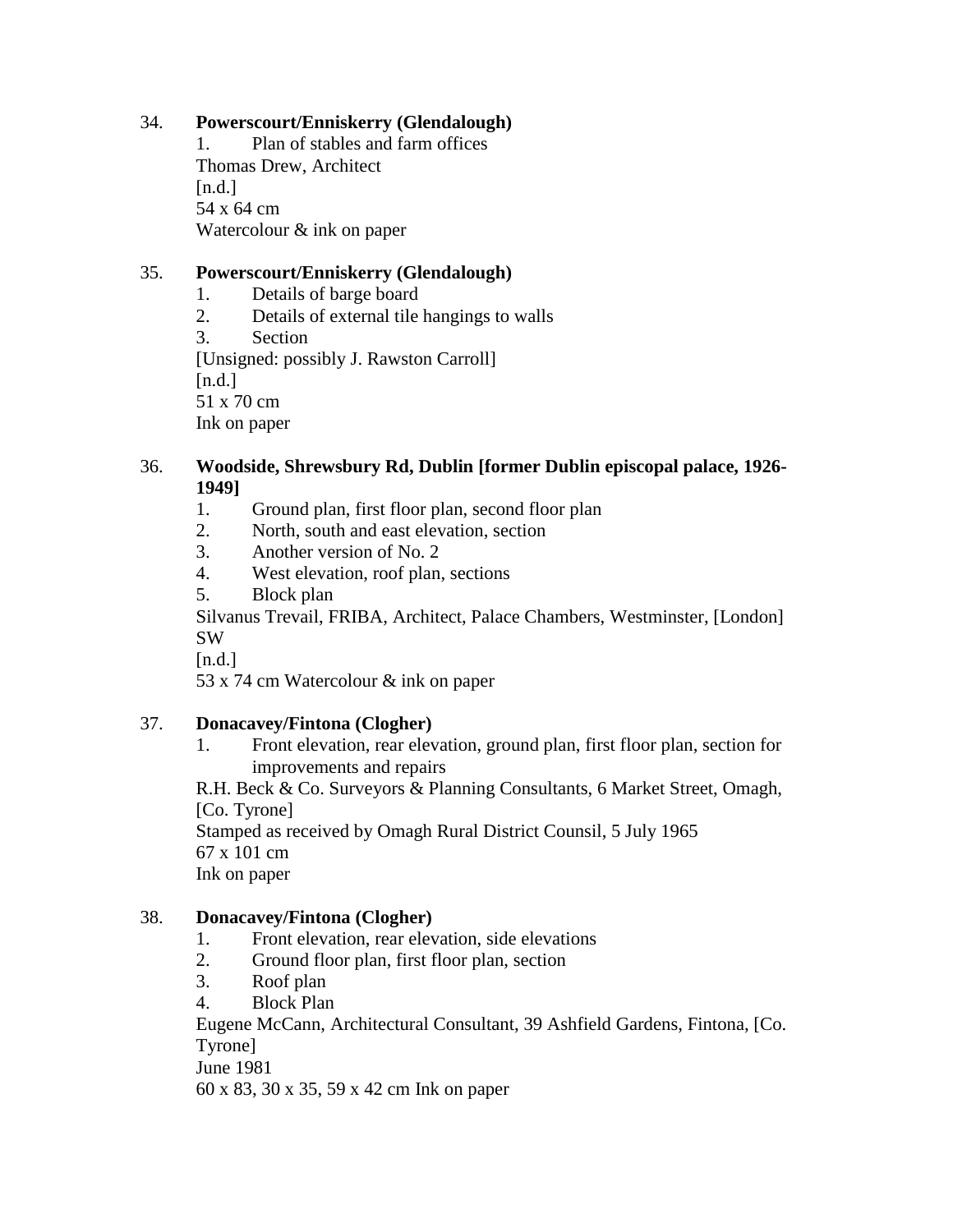34. **Powerscourt/Enniskerry (Glendalough)**

 1. Plan of stables and farm offices

 Thomas Drew, Architect
 [n.d.]
 54 x 64 cm
 Watercolour & ink on paper

35. **Powerscourt/Enniskerry (Glendalough)**

 1. Details of barge board
 2. Details of external tile hangings to walls
 3. Section

 [Unsigned: possibly J. Rawston Carroll]
 [n.d.]
 51 x 70 cm
 Ink on paper

36. **Woodside, Shrewsbury Rd, Dublin [former Dublin episcopal palace, 1926-1949]**

 1. Ground plan, first floor plan, second floor plan
 2. North, south and east elevation, section
 3. Another version of No. 2
 4. West elevation, roof plan, sections
 5. Block plan

 Silvanus Trevail, FRIBA, Architect, Palace Chambers, Westminster, [London] SW
 [n.d.]
 53 x 74 cm Watercolour & ink on paper

37. **Donacavey/Fintona (Clogher)**

 1. Front elevation, rear elevation, ground plan, first floor plan, section for improvements and repairs

 R.H. Beck & Co. Surveyors & Planning Consultants, 6 Market Street, Omagh, [Co. Tyrone]
 Stamped as received by Omagh Rural District Counsil, 5 July 1965
 67 x 101 cm
 Ink on paper

38. **Donacavey/Fintona (Clogher)**

 1. Front elevation, rear elevation, side elevations
 2. Ground floor plan, first floor plan, section
 3. Roof plan
 4. Block Plan

 Eugene McCann, Architectural Consultant, 39 Ashfield Gardens, Fintona, [Co. Tyrone]
 June 1981
 60 x 83, 30 x 35, 59 x 42 cm Ink on paper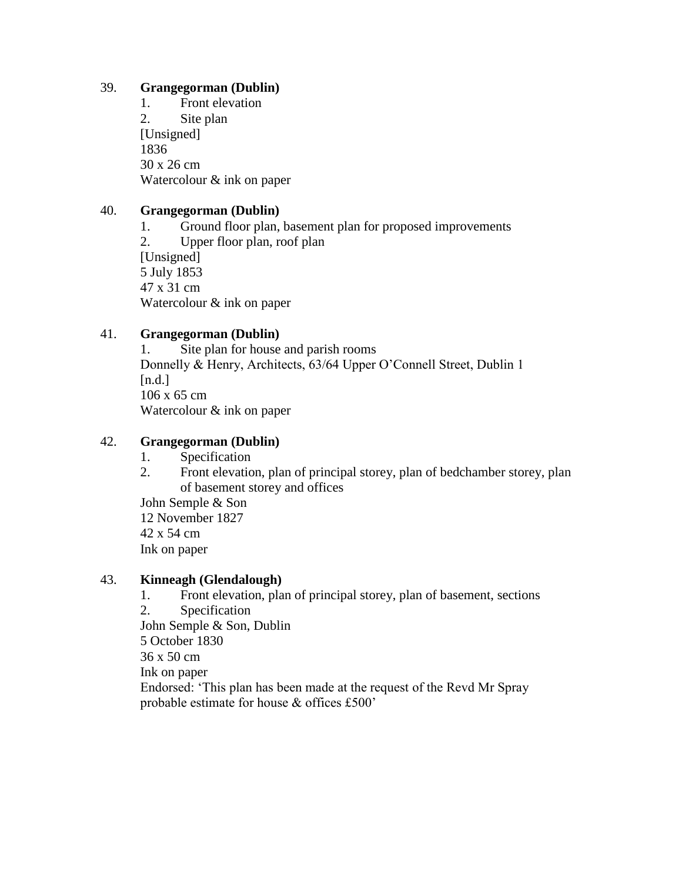39. **Grangegorman (Dublin)**
    1. Front elevation
    2. Site plan

    [Unsigned]
    1836
    30 x 26 cm
    Watercolour & ink on paper

40. **Grangegorman (Dublin)**
    1. Ground floor plan, basement plan for proposed improvements
    2. Upper floor plan, roof plan

    [Unsigned]
    5 July 1853
    47 x 31 cm
    Watercolour & ink on paper

41. **Grangegorman (Dublin)**
    1. Site plan for house and parish rooms

    Donnelly & Henry, Architects, 63/64 Upper O'Connell Street, Dublin 1
    [n.d.]
    106 x 65 cm
    Watercolour & ink on paper

42. **Grangegorman (Dublin)**
    1. Specification
    2. Front elevation, plan of principal storey, plan of bedchamber storey, plan of basement storey and offices

    John Semple & Son
    12 November 1827
    42 x 54 cm
    Ink on paper

43. **Kinneagh (Glendalough)**
    1. Front elevation, plan of principal storey, plan of basement, sections
    2. Specification

    John Semple & Son, Dublin
    5 October 1830
    36 x 50 cm
    Ink on paper
    Endorsed: 'This plan has been made at the request of the Revd Mr Spray probable estimate for house & offices £500'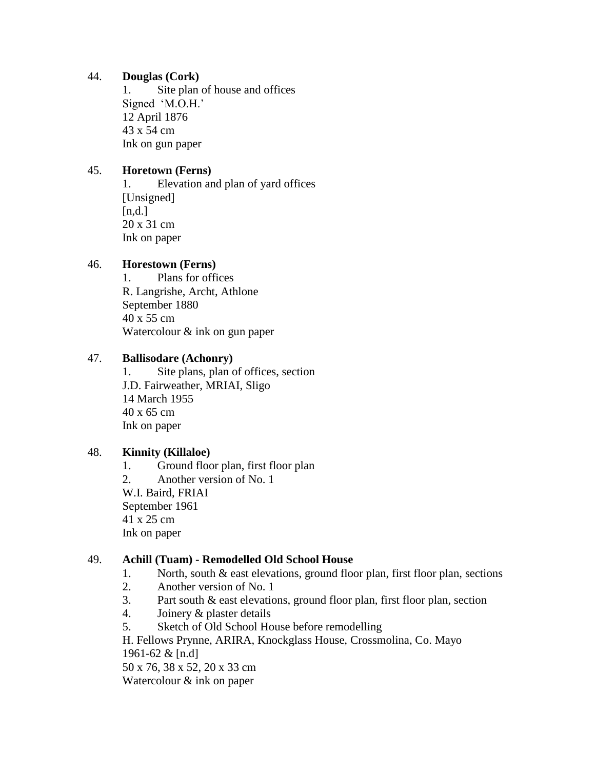44. **Douglas (Cork)**

1. Site plan of house and offices

Signed 'M.O.H.'
12 April 1876
43 x 54 cm
Ink on gun paper

45. **Horetown (Ferns)**

1. Elevation and plan of yard offices

[Unsigned]
[n,d.]
20 x 31 cm
Ink on paper

46. **Horestown (Ferns)**

1. Plans for offices

R. Langrishe, Archt, Athlone
September 1880
40 x 55 cm
Watercolour & ink on gun paper

47. **Ballisodare (Achonry)**

1. Site plans, plan of offices, section

J.D. Fairweather, MRIAI, Sligo
14 March 1955
40 x 65 cm
Ink on paper

48. **Kinnity (Killaloe)**

1. Ground floor plan, first floor plan
2. Another version of No. 1

W.I. Baird, FRIAI
September 1961
41 x 25 cm
Ink on paper

49. **Achill (Tuam) - Remodelled Old School House**

1. North, south & east elevations, ground floor plan, first floor plan, sections
2. Another version of No. 1
3. Part south & east elevations, ground floor plan, first floor plan, section
4. Joinery & plaster details
5. Sketch of Old School House before remodelling

H. Fellows Prynne, ARIRA, Knockglass House, Crossmolina, Co. Mayo
1961-62 & [n.d]
50 x 76, 38 x 52, 20 x 33 cm
Watercolour & ink on paper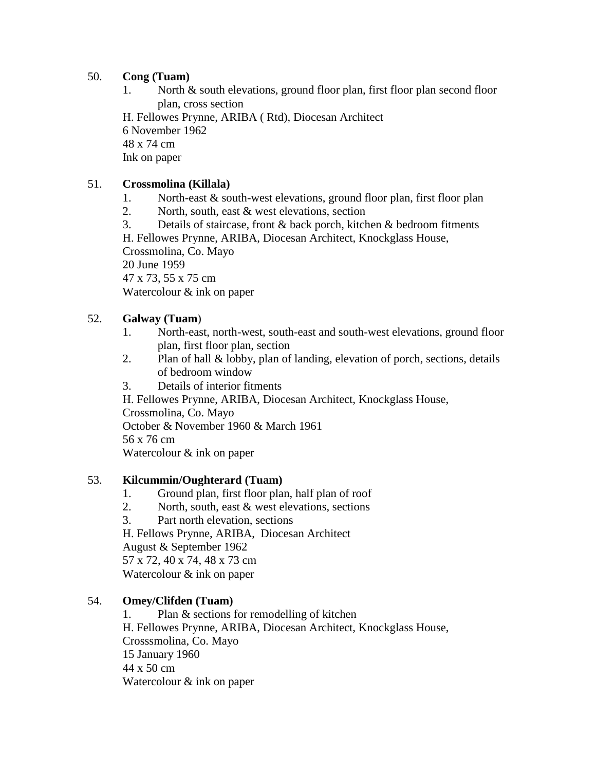50. **Cong (Tuam)**

1. North & south elevations, ground floor plan, first floor plan second floor plan, cross section

H. Fellowes Prynne, ARIBA ( Rtd), Diocesan Architect
6 November 1962
48 x 74 cm
Ink on paper

51. **Crossmolina (Killala)**

1. North-east & south-west elevations, ground floor plan, first floor plan
2. North, south, east & west elevations, section
3. Details of staircase, front & back porch, kitchen & bedroom fitments

H. Fellowes Prynne, ARIBA, Diocesan Architect, Knockglass House, Crossmolina, Co. Mayo
20 June 1959
47 x 73, 55 x 75 cm
Watercolour & ink on paper

52. **Galway (Tuam**)

1. North-east, north-west, south-east and south-west elevations, ground floor plan, first floor plan, section
2. Plan of hall & lobby, plan of landing, elevation of porch, sections, details of bedroom window
3. Details of interior fitments

H. Fellowes Prynne, ARIBA, Diocesan Architect, Knockglass House, Crossmolina, Co. Mayo
October & November 1960 & March 1961
56 x 76 cm
Watercolour & ink on paper

53. **Kilcummin/Oughterard (Tuam)**

1. Ground plan, first floor plan, half plan of roof
2. North, south, east & west elevations, sections
3. Part north elevation, sections

H. Fellows Prynne, ARIBA, Diocesan Architect
August & September 1962
57 x 72, 40 x 74, 48 x 73 cm
Watercolour & ink on paper

54. **Omey/Clifden (Tuam)**

1. Plan & sections for remodelling of kitchen

H. Fellowes Prynne, ARIBA, Diocesan Architect, Knockglass House, Crosssmolina, Co. Mayo
15 January 1960
44 x 50 cm
Watercolour & ink on paper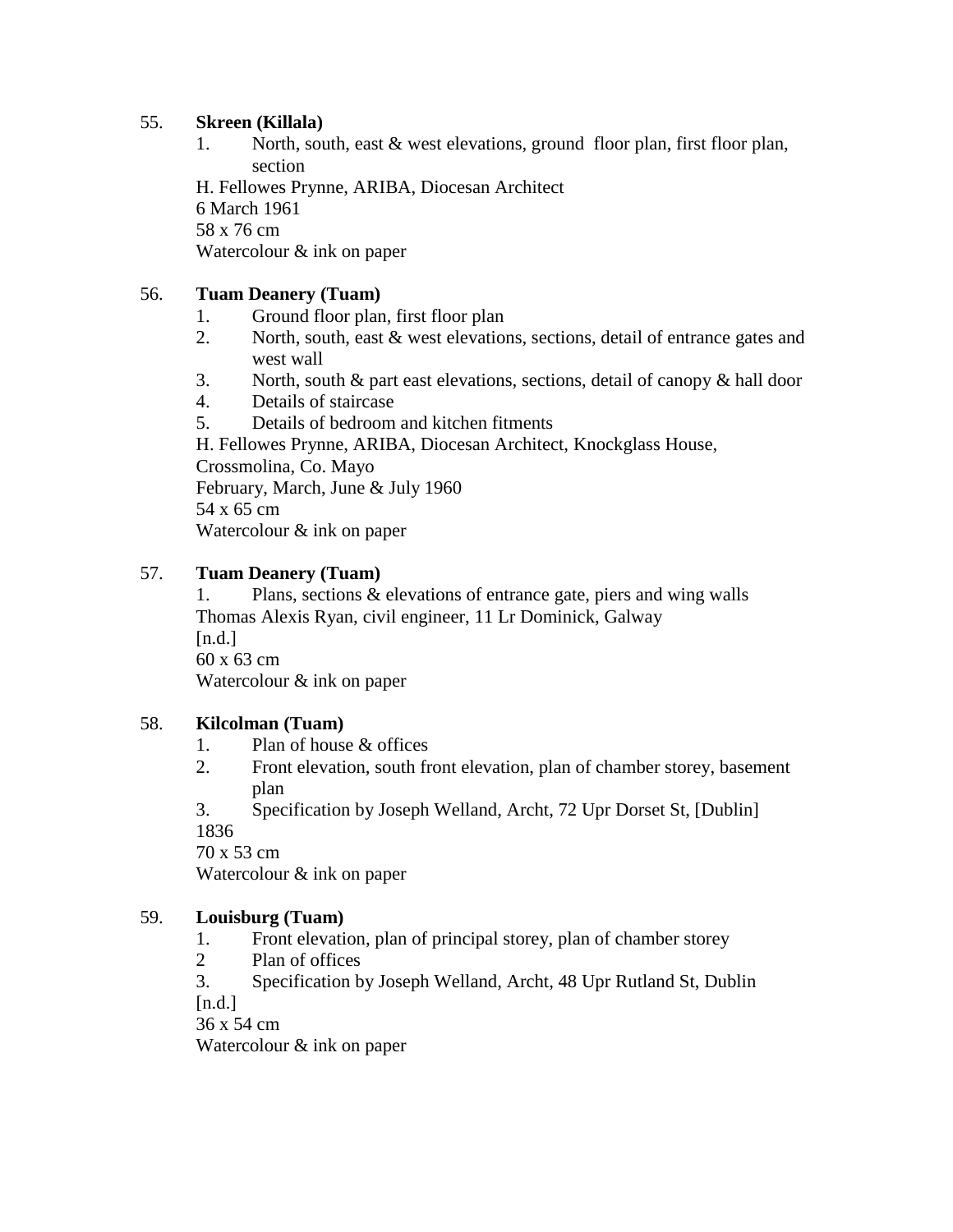55. **Skreen (Killala)**

 1. North, south, east & west elevations, ground floor plan, first floor plan, section

 H. Fellowes Prynne, ARIBA, Diocesan Architect
 6 March 1961
 58 x 76 cm
 Watercolour & ink on paper

56. **Tuam Deanery (Tuam)**

 1. Ground floor plan, first floor plan
 2. North, south, east & west elevations, sections, detail of entrance gates and west wall
 3. North, south & part east elevations, sections, detail of canopy & hall door
 4. Details of staircase
 5. Details of bedroom and kitchen fitments

 H. Fellowes Prynne, ARIBA, Diocesan Architect, Knockglass House, Crossmolina, Co. Mayo
 February, March, June & July 1960
 54 x 65 cm
 Watercolour & ink on paper

57. **Tuam Deanery (Tuam)**

 1. Plans, sections & elevations of entrance gate, piers and wing walls

 Thomas Alexis Ryan, civil engineer, 11 Lr Dominick, Galway
 [n.d.]
 60 x 63 cm
 Watercolour & ink on paper

58. **Kilcolman (Tuam)**

 1. Plan of house & offices
 2. Front elevation, south front elevation, plan of chamber storey, basement plan
 3. Specification by Joseph Welland, Archt, 72 Upr Dorset St, [Dublin]

 1836
 70 x 53 cm
 Watercolour & ink on paper

59. **Louisburg (Tuam)**

 1. Front elevation, plan of principal storey, plan of chamber storey
 2 Plan of offices
 3. Specification by Joseph Welland, Archt, 48 Upr Rutland St, Dublin

 [n.d.]
 36 x 54 cm
 Watercolour & ink on paper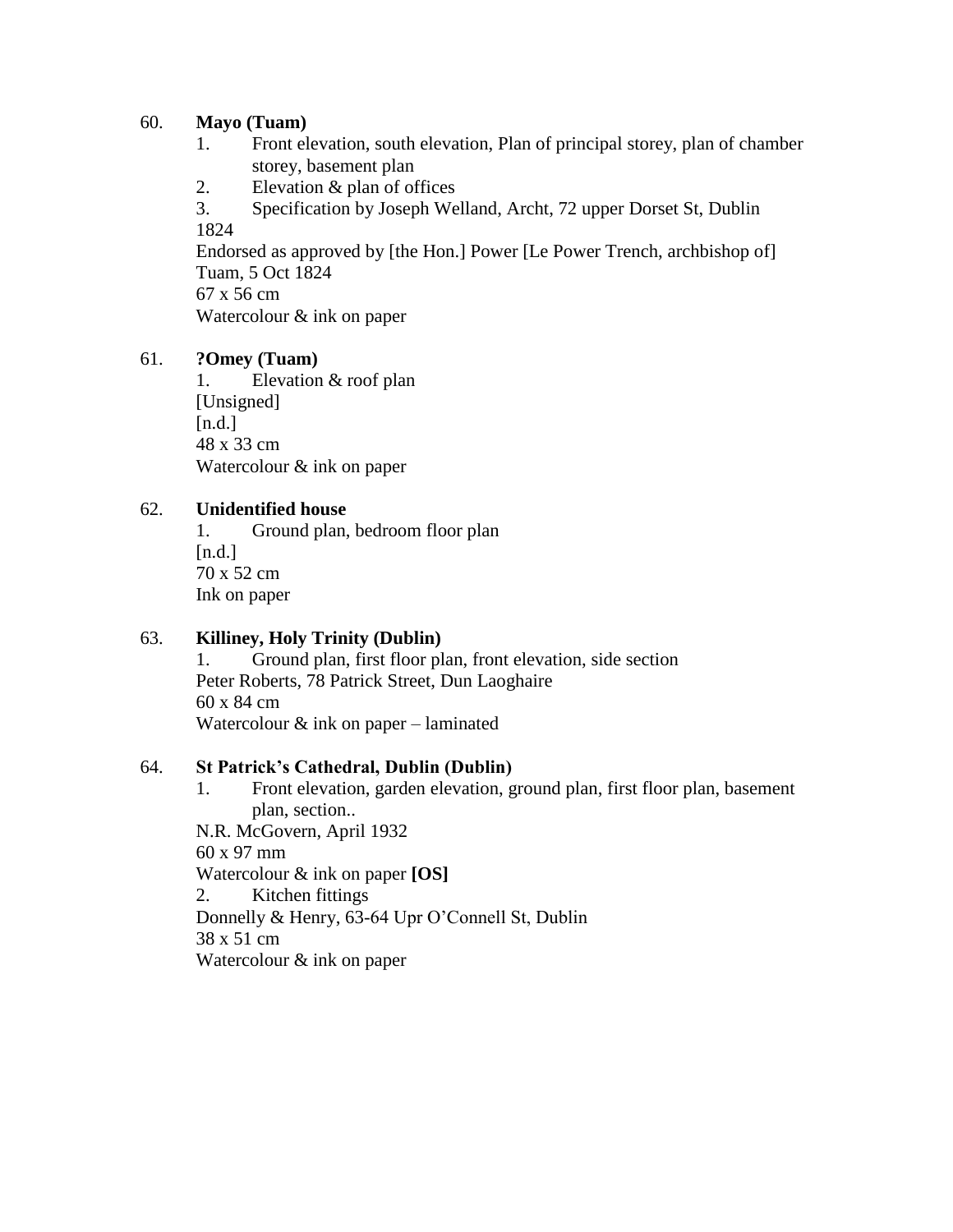60. **Mayo (Tuam)**

1. Front elevation, south elevation, Plan of principal storey, plan of chamber storey, basement plan
2. Elevation & plan of offices
3. Specification by Joseph Welland, Archt, 72 upper Dorset St, Dublin

1824
Endorsed as approved by [the Hon.] Power [Le Power Trench, archbishop of] Tuam, 5 Oct 1824
67 x 56 cm
Watercolour & ink on paper

61. **?Omey (Tuam)**

1. Elevation & roof plan

[Unsigned]
[n.d.]
48 x 33 cm
Watercolour & ink on paper

62. **Unidentified house**

1. Ground plan, bedroom floor plan

[n.d.]
70 x 52 cm
Ink on paper

63. **Killiney, Holy Trinity (Dublin)**

1. Ground plan, first floor plan, front elevation, side section

Peter Roberts, 78 Patrick Street, Dun Laoghaire
60 x 84 cm
Watercolour & ink on paper – laminated

64. **St Patrick's Cathedral, Dublin (Dublin)**

1. Front elevation, garden elevation, ground plan, first floor plan, basement plan, section..

N.R. McGovern, April 1932
60 x 97 mm
Watercolour & ink on paper **[OS]**

2. Kitchen fittings

Donnelly & Henry, 63-64 Upr O'Connell St, Dublin
38 x 51 cm
Watercolour & ink on paper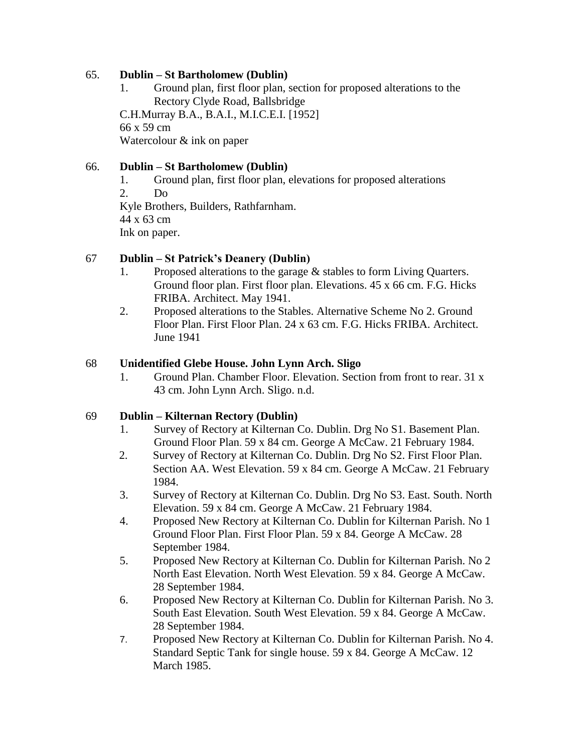65. **Dublin – St Bartholomew (Dublin)**

1. Ground plan, first floor plan, section for proposed alterations to the Rectory Clyde Road, Ballsbridge

C.H.Murray B.A., B.A.I., M.I.C.E.I. [1952]
66 x 59 cm
Watercolour & ink on paper

66. **Dublin – St Bartholomew (Dublin)**

1. Ground plan, first floor plan, elevations for proposed alterations
2. Do

Kyle Brothers, Builders, Rathfarnham.
44 x 63 cm
Ink on paper.

67 **Dublin – St Patrick's Deanery (Dublin)**

1. Proposed alterations to the garage & stables to form Living Quarters. Ground floor plan. First floor plan. Elevations. 45 x 66 cm. F.G. Hicks FRIBA. Architect. May 1941.
2. Proposed alterations to the Stables. Alternative Scheme No 2. Ground Floor Plan. First Floor Plan. 24 x 63 cm. F.G. Hicks FRIBA. Architect. June 1941

68 **Unidentified Glebe House. John Lynn Arch. Sligo**

1. Ground Plan. Chamber Floor. Elevation. Section from front to rear. 31 x 43 cm. John Lynn Arch. Sligo. n.d.

69 **Dublin – Kilternan Rectory (Dublin)**

1. Survey of Rectory at Kilternan Co. Dublin. Drg No S1. Basement Plan. Ground Floor Plan. 59 x 84 cm. George A McCaw. 21 February 1984.
2. Survey of Rectory at Kilternan Co. Dublin. Drg No S2. First Floor Plan. Section AA. West Elevation. 59 x 84 cm. George A McCaw. 21 February 1984.
3. Survey of Rectory at Kilternan Co. Dublin. Drg No S3. East. South. North Elevation. 59 x 84 cm. George A McCaw. 21 February 1984.
4. Proposed New Rectory at Kilternan Co. Dublin for Kilternan Parish. No 1 Ground Floor Plan. First Floor Plan. 59 x 84. George A McCaw. 28 September 1984.
5. Proposed New Rectory at Kilternan Co. Dublin for Kilternan Parish. No 2 North East Elevation. North West Elevation. 59 x 84. George A McCaw. 28 September 1984.
6. Proposed New Rectory at Kilternan Co. Dublin for Kilternan Parish. No 3. South East Elevation. South West Elevation. 59 x 84. George A McCaw. 28 September 1984.
7. Proposed New Rectory at Kilternan Co. Dublin for Kilternan Parish. No 4. Standard Septic Tank for single house. 59 x 84. George A McCaw. 12 March 1985.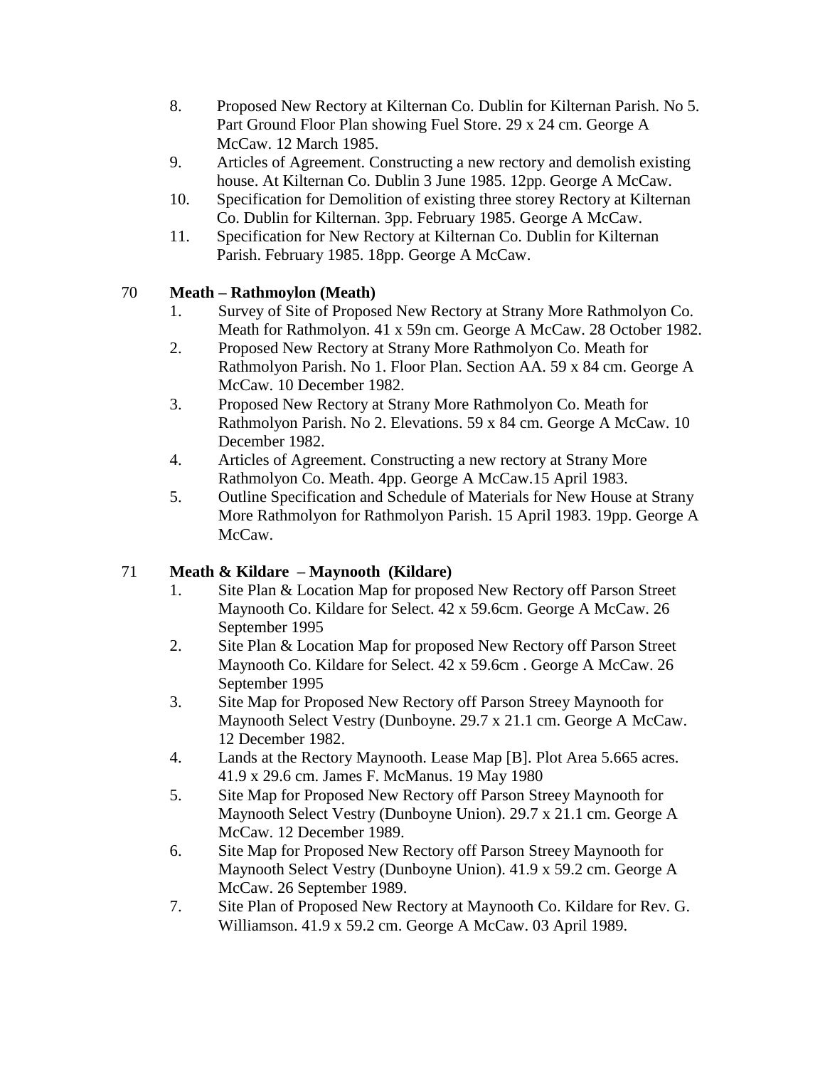8. Proposed New Rectory at Kilternan Co. Dublin for Kilternan Parish. No 5. Part Ground Floor Plan showing Fuel Store. 29 x 24 cm. George A McCaw. 12 March 1985.
9. Articles of Agreement. Constructing a new rectory and demolish existing house. At Kilternan Co. Dublin 3 June 1985. 12pp. George A McCaw.
10. Specification for Demolition of existing three storey Rectory at Kilternan Co. Dublin for Kilternan. 3pp. February 1985. George A McCaw.
11. Specification for New Rectory at Kilternan Co. Dublin for Kilternan Parish. February 1985. 18pp. George A McCaw.

70 **Meath – Rathmoylon (Meath)**

1. Survey of Site of Proposed New Rectory at Strany More Rathmolyon Co. Meath for Rathmolyon. 41 x 59n cm. George A McCaw. 28 October 1982.
2. Proposed New Rectory at Strany More Rathmolyon Co. Meath for Rathmolyon Parish. No 1. Floor Plan. Section AA. 59 x 84 cm. George A McCaw. 10 December 1982.
3. Proposed New Rectory at Strany More Rathmolyon Co. Meath for Rathmolyon Parish. No 2. Elevations. 59 x 84 cm. George A McCaw. 10 December 1982.
4. Articles of Agreement. Constructing a new rectory at Strany More Rathmolyon Co. Meath. 4pp. George A McCaw.15 April 1983.
5. Outline Specification and Schedule of Materials for New House at Strany More Rathmolyon for Rathmolyon Parish. 15 April 1983. 19pp. George A McCaw.

71 **Meath & Kildare – Maynooth (Kildare)**

1. Site Plan & Location Map for proposed New Rectory off Parson Street Maynooth Co. Kildare for Select. 42 x 59.6cm. George A McCaw. 26 September 1995
2. Site Plan & Location Map for proposed New Rectory off Parson Street Maynooth Co. Kildare for Select. 42 x 59.6cm . George A McCaw. 26 September 1995
3. Site Map for Proposed New Rectory off Parson Streey Maynooth for Maynooth Select Vestry (Dunboyne. 29.7 x 21.1 cm. George A McCaw. 12 December 1982.
4. Lands at the Rectory Maynooth. Lease Map [B]. Plot Area 5.665 acres. 41.9 x 29.6 cm. James F. McManus. 19 May 1980
5. Site Map for Proposed New Rectory off Parson Streey Maynooth for Maynooth Select Vestry (Dunboyne Union). 29.7 x 21.1 cm. George A McCaw. 12 December 1989.
6. Site Map for Proposed New Rectory off Parson Streey Maynooth for Maynooth Select Vestry (Dunboyne Union). 41.9 x 59.2 cm. George A McCaw. 26 September 1989.
7. Site Plan of Proposed New Rectory at Maynooth Co. Kildare for Rev. G. Williamson. 41.9 x 59.2 cm. George A McCaw. 03 April 1989.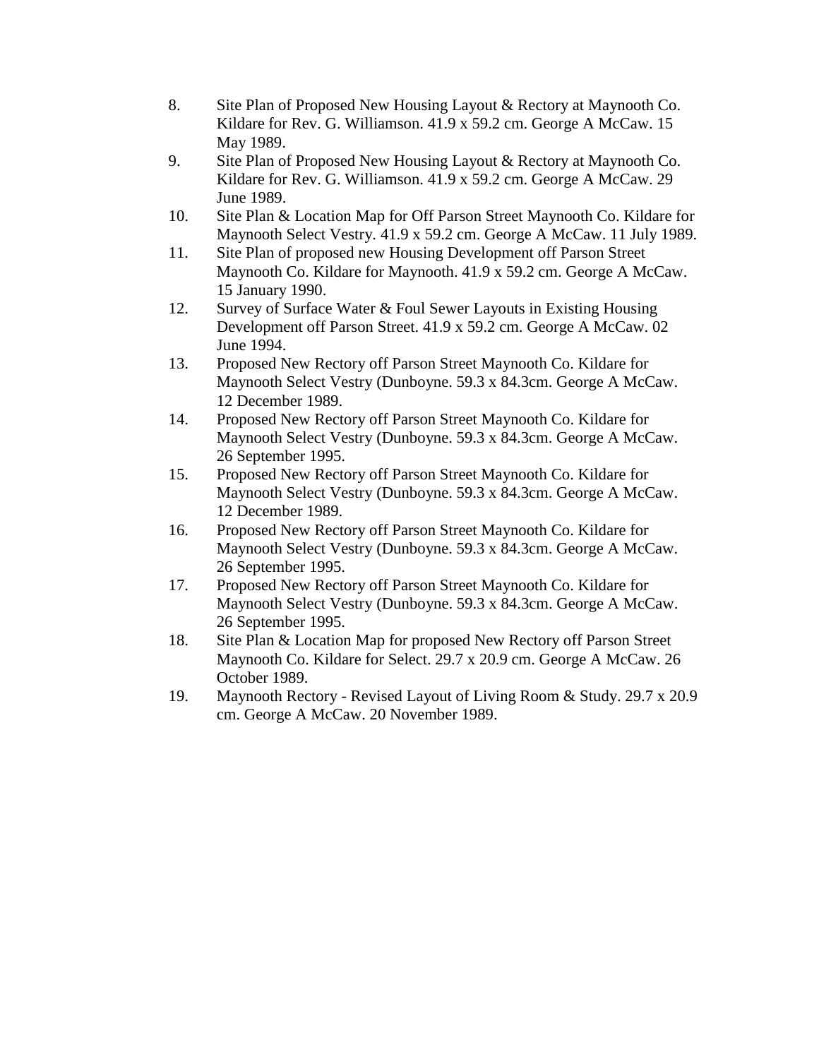8. Site Plan of Proposed New Housing Layout & Rectory at Maynooth Co. Kildare for Rev. G. Williamson. 41.9 x 59.2 cm. George A McCaw. 15 May 1989.
9. Site Plan of Proposed New Housing Layout & Rectory at Maynooth Co. Kildare for Rev. G. Williamson. 41.9 x 59.2 cm. George A McCaw. 29 June 1989.
10. Site Plan & Location Map for Off Parson Street Maynooth Co. Kildare for Maynooth Select Vestry. 41.9 x 59.2 cm. George A McCaw. 11 July 1989.
11. Site Plan of proposed new Housing Development off Parson Street Maynooth Co. Kildare for Maynooth. 41.9 x 59.2 cm. George A McCaw. 15 January 1990.
12. Survey of Surface Water & Foul Sewer Layouts in Existing Housing Development off Parson Street. 41.9 x 59.2 cm. George A McCaw. 02 June 1994.
13. Proposed New Rectory off Parson Street Maynooth Co. Kildare for Maynooth Select Vestry (Dunboyne. 59.3 x 84.3cm. George A McCaw. 12 December 1989.
14. Proposed New Rectory off Parson Street Maynooth Co. Kildare for Maynooth Select Vestry (Dunboyne. 59.3 x 84.3cm. George A McCaw. 26 September 1995.
15. Proposed New Rectory off Parson Street Maynooth Co. Kildare for Maynooth Select Vestry (Dunboyne. 59.3 x 84.3cm. George A McCaw. 12 December 1989.
16. Proposed New Rectory off Parson Street Maynooth Co. Kildare for Maynooth Select Vestry (Dunboyne. 59.3 x 84.3cm. George A McCaw. 26 September 1995.
17. Proposed New Rectory off Parson Street Maynooth Co. Kildare for Maynooth Select Vestry (Dunboyne. 59.3 x 84.3cm. George A McCaw. 26 September 1995.
18. Site Plan & Location Map for proposed New Rectory off Parson Street Maynooth Co. Kildare for Select. 29.7 x 20.9 cm. George A McCaw. 26 October 1989.
19. Maynooth Rectory - Revised Layout of Living Room & Study. 29.7 x 20.9 cm. George A McCaw. 20 November 1989.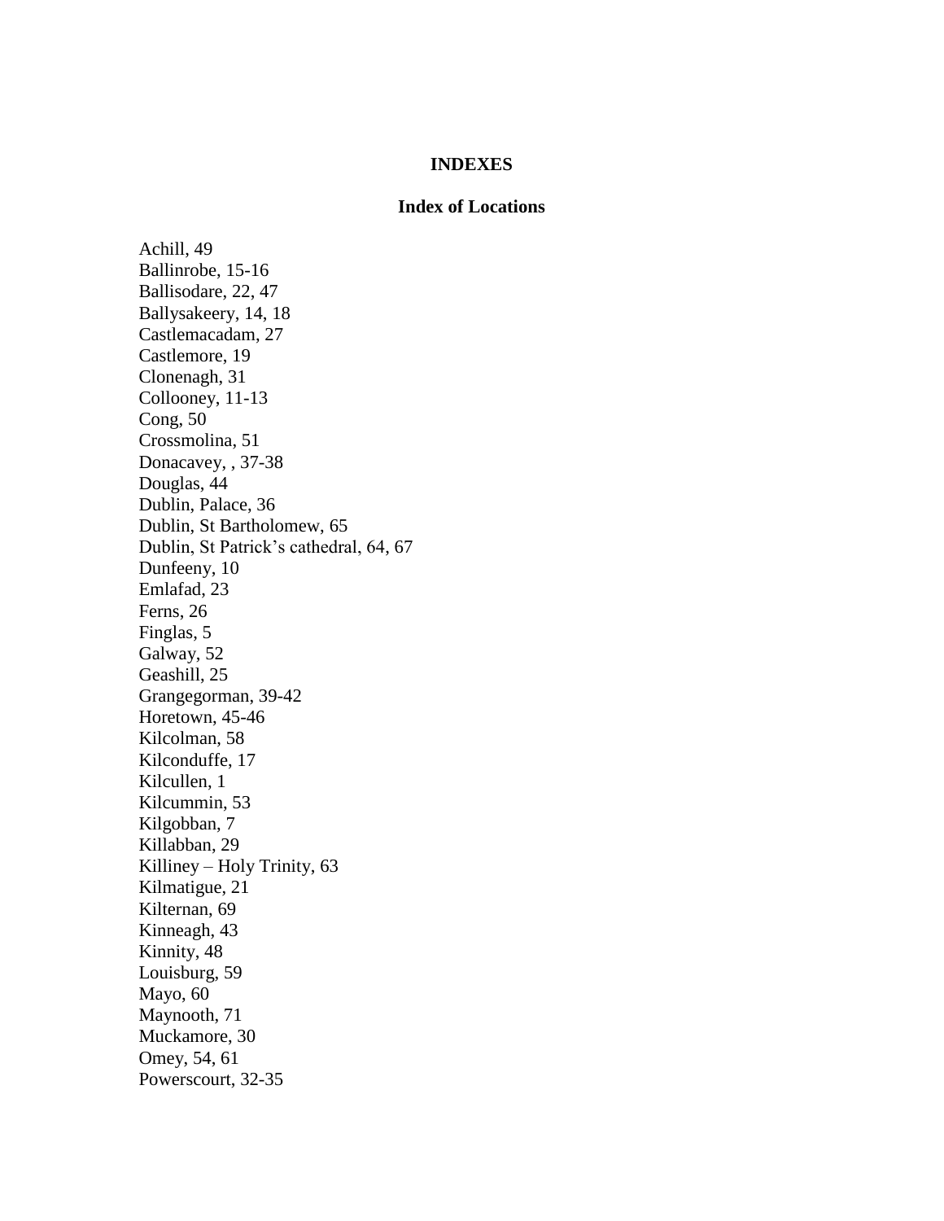# INDEXES

## Index of Locations

Achill, 49
Ballinrobe, 15-16
Ballisodare, 22, 47
Ballysakeery, 14, 18
Castlemacadam, 27
Castlemore, 19
Clonenagh, 31
Collooney, 11-13
Cong, 50
Crossmolina, 51
Donacavey, , 37-38
Douglas, 44
Dublin, Palace, 36
Dublin, St Bartholomew, 65
Dublin, St Patrick's cathedral, 64, 67
Dunfeeny, 10
Emlafad, 23
Ferns, 26
Finglas, 5
Galway, 52
Geashill, 25
Grangegorman, 39-42
Horetown, 45-46
Kilcolman, 58
Kilconduffe, 17
Kilcullen, 1
Kilcummin, 53
Kilgobban, 7
Killabban, 29
Killiney – Holy Trinity, 63
Kilmatigue, 21
Kilternan, 69
Kinneagh, 43
Kinnity, 48
Louisburg, 59
Mayo, 60
Maynooth, 71
Muckamore, 30
Omey, 54, 61
Powerscourt, 32-35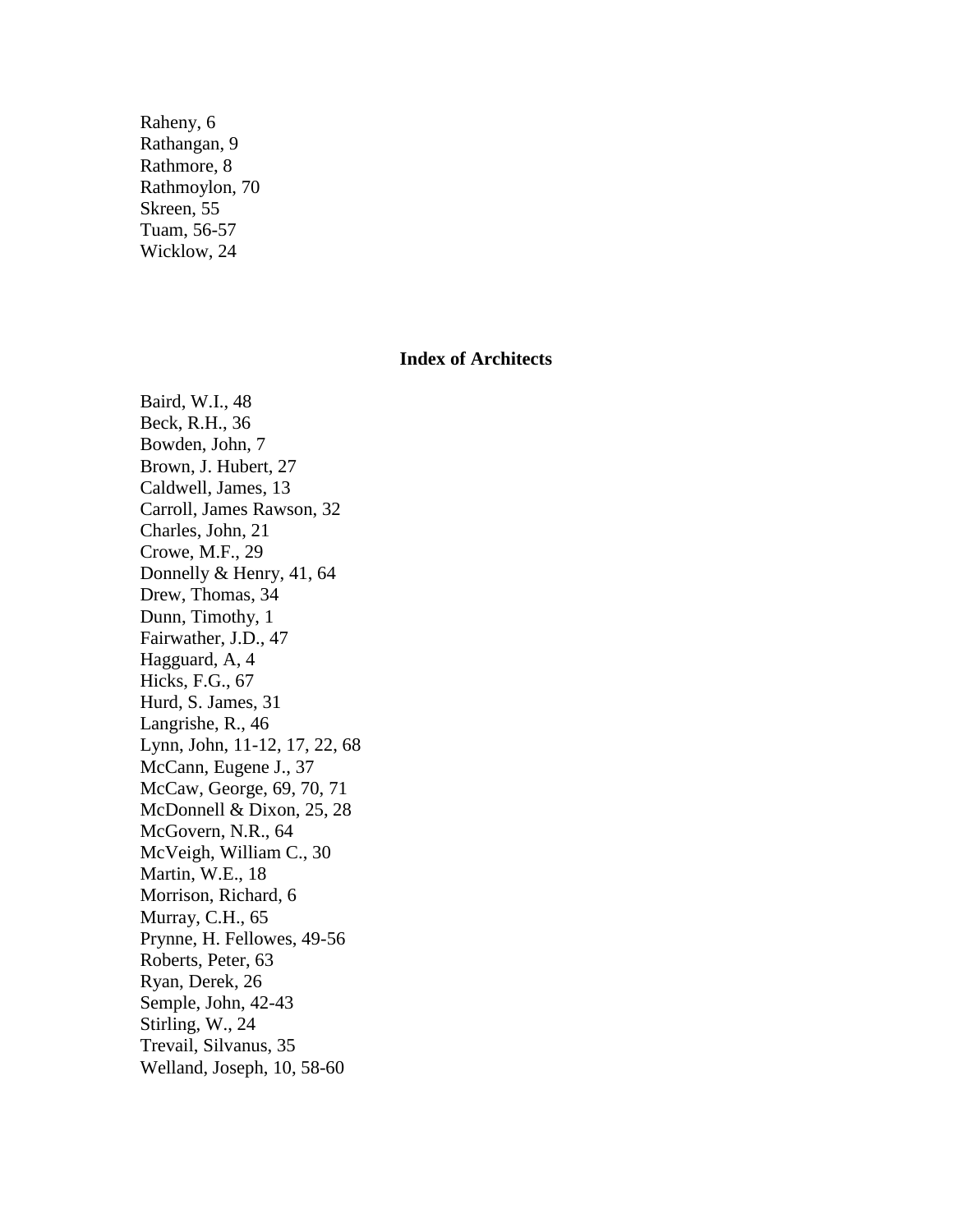Raheny, 6
Rathangan, 9
Rathmore, 8
Rathmoylon, 70
Skreen, 55
Tuam, 56-57
Wicklow, 24

## Index of Architects

Baird, W.I., 48
Beck, R.H., 36
Bowden, John, 7
Brown, J. Hubert, 27
Caldwell, James, 13
Carroll, James Rawson, 32
Charles, John, 21
Crowe, M.F., 29
Donnelly & Henry, 41, 64
Drew, Thomas, 34
Dunn, Timothy, 1
Fairwather, J.D., 47
Hagguard, A, 4
Hicks, F.G., 67
Hurd, S. James, 31
Langrishe, R., 46
Lynn, John, 11-12, 17, 22, 68
McCann, Eugene J., 37
McCaw, George, 69, 70, 71
McDonnell & Dixon, 25, 28
McGovern, N.R., 64
McVeigh, William C., 30
Martin, W.E., 18
Morrison, Richard, 6
Murray, C.H., 65
Prynne, H. Fellowes, 49-56
Roberts, Peter, 63
Ryan, Derek, 26
Semple, John, 42-43
Stirling, W., 24
Trevail, Silvanus, 35
Welland, Joseph, 10, 58-60